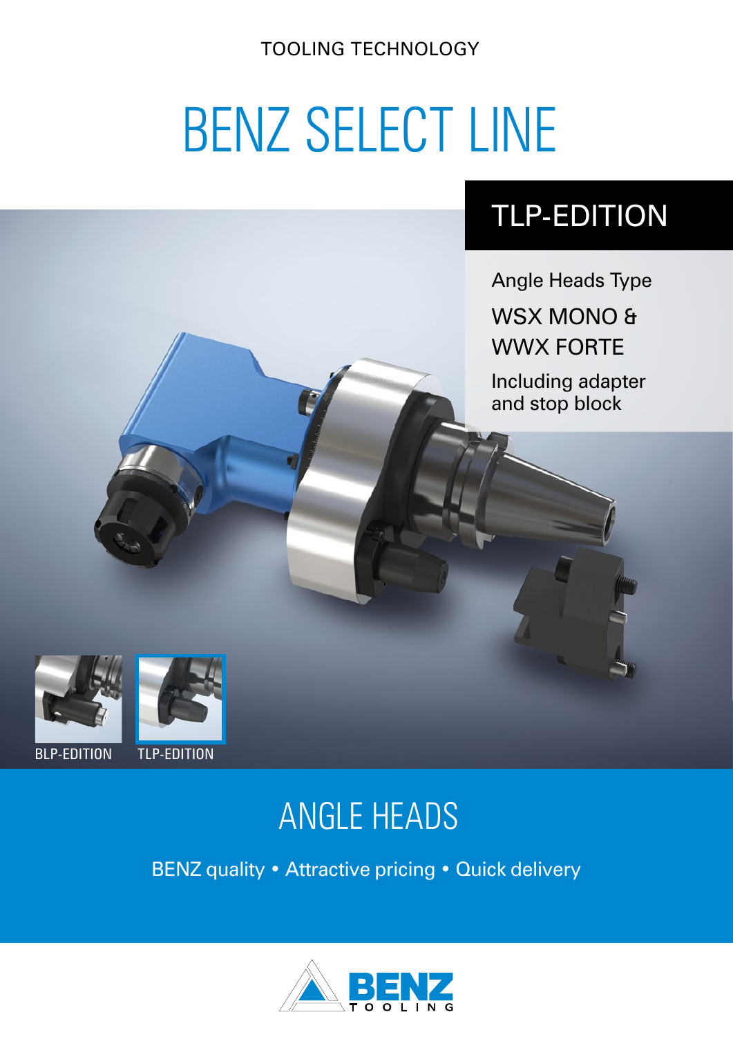TOOLING TECHNOLOGY

# BENZ SELECT LINE

## TLP-EDITION

Angle Heads Type

WSX MONO & WWX FORTE

Including adapter and stop block

BLP-EDITION

TLP-EDITION

## ANGLE HEADS

BENZ quality • Attractive pricing • Quick delivery

BENZ TOOLING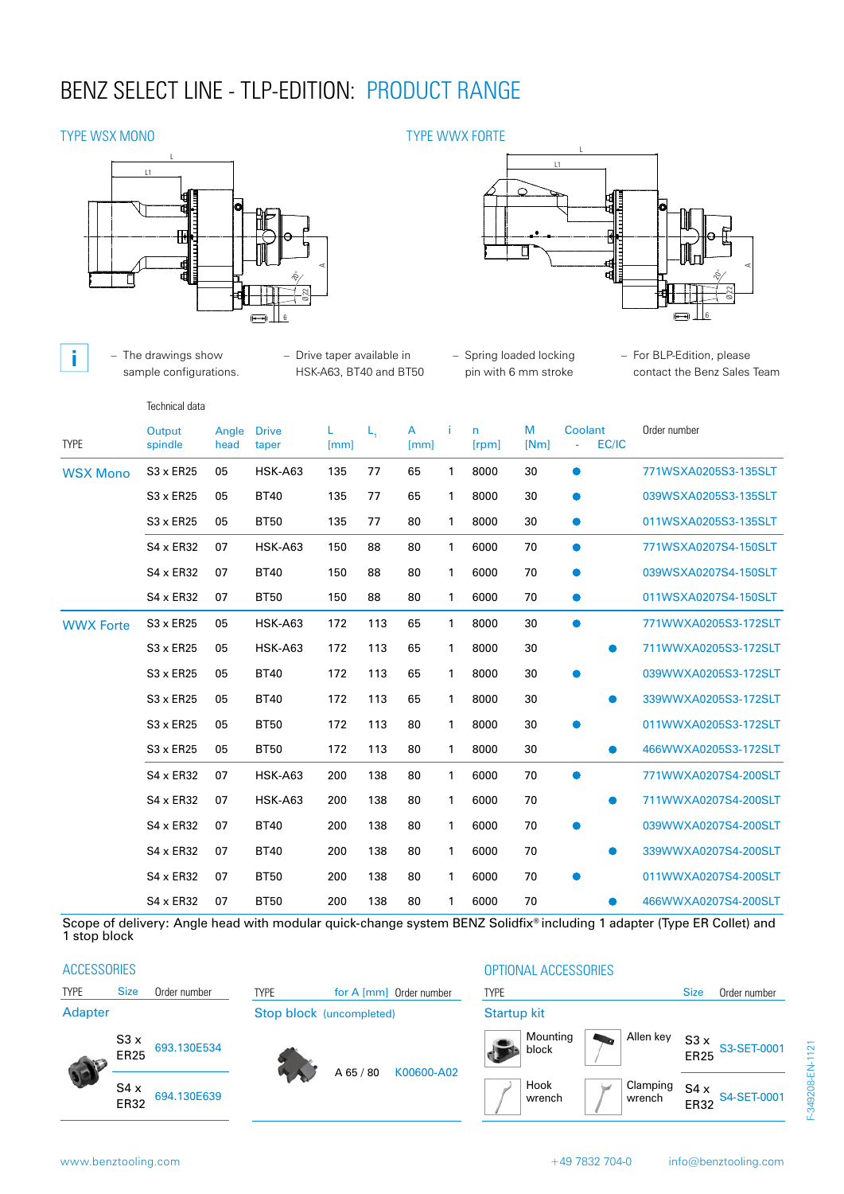# BENZ SELECT LINE - TLP-EDITION: PRODUCT RANGE

## TYPE WSX MONO

## TYPE WWX FORTE

- The drawings show sample configurations.
- Drive taper available in HSK-A63, BT40 and BT50
- Spring loaded locking pin with 6 mm stroke
- For BLP-Edition, please contact the Benz Sales Team

Technical data

| TYPE | Output spindle | Angle head | Drive taper | L [mm] | $L_1$ | A [mm] | i | n [rpm] | M [Nm] | Coolant - | Coolant EC/IC | Order number |
|---|---|---|---|---|---|---|---|---|---|---|---|---|
| WSX Mono | S3 x ER25 | 05 | HSK-A63 | 135 | 77 | 65 | 1 | 8000 | 30 | ● | | 771WSXA0205S3-135SLT |
| | S3 x ER25 | 05 | BT40 | 135 | 77 | 65 | 1 | 8000 | 30 | ● | | 039WSXA0205S3-135SLT |
| | S3 x ER25 | 05 | BT50 | 135 | 77 | 80 | 1 | 8000 | 30 | ● | | 011WSXA0205S3-135SLT |
| | S4 x ER32 | 07 | HSK-A63 | 150 | 88 | 80 | 1 | 6000 | 70 | ● | | 771WSXA0207S4-150SLT |
| | S4 x ER32 | 07 | BT40 | 150 | 88 | 80 | 1 | 6000 | 70 | ● | | 039WSXA0207S4-150SLT |
| | S4 x ER32 | 07 | BT50 | 150 | 88 | 80 | 1 | 6000 | 70 | ● | | 011WSXA0207S4-150SLT |
| WWX Forte | S3 x ER25 | 05 | HSK-A63 | 172 | 113 | 65 | 1 | 8000 | 30 | ● | | 771WWXA0205S3-172SLT |
| | S3 x ER25 | 05 | HSK-A63 | 172 | 113 | 65 | 1 | 8000 | 30 | | ● | 711WWXA0205S3-172SLT |
| | S3 x ER25 | 05 | BT40 | 172 | 113 | 65 | 1 | 8000 | 30 | ● | | 039WWXA0205S3-172SLT |
| | S3 x ER25 | 05 | BT40 | 172 | 113 | 65 | 1 | 8000 | 30 | | ● | 339WWXA0205S3-172SLT |
| | S3 x ER25 | 05 | BT50 | 172 | 113 | 80 | 1 | 8000 | 30 | ● | | 011WWXA0205S3-172SLT |
| | S3 x ER25 | 05 | BT50 | 172 | 113 | 80 | 1 | 8000 | 30 | | ● | 466WWXA0205S3-172SLT |
| | S4 x ER32 | 07 | HSK-A63 | 200 | 138 | 80 | 1 | 6000 | 70 | ● | | 771WWXA0207S4-200SLT |
| | S4 x ER32 | 07 | HSK-A63 | 200 | 138 | 80 | 1 | 6000 | 70 | | ● | 711WWXA0207S4-200SLT |
| | S4 x ER32 | 07 | BT40 | 200 | 138 | 80 | 1 | 6000 | 70 | ● | | 039WWXA0207S4-200SLT |
| | S4 x ER32 | 07 | BT40 | 200 | 138 | 80 | 1 | 6000 | 70 | | ● | 339WWXA0207S4-200SLT |
| | S4 x ER32 | 07 | BT50 | 200 | 138 | 80 | 1 | 6000 | 70 | ● | | 011WWXA0207S4-200SLT |
| | S4 x ER32 | 07 | BT50 | 200 | 138 | 80 | 1 | 6000 | 70 | | ● | 466WWXA0207S4-200SLT |

Scope of delivery: Angle head with modular quick-change system BENZ Solidfix® including 1 adapter (Type ER Collet) and 1 stop block

## ACCESSORIES

| TYPE | Size | Order number |
|---|---|---|
| Adapter | | |
| | S3 x ER25 | 693.130E534 |
| | S4 x ER32 | 694.130E639 |

| TYPE | for A [mm] | Order number |
|---|---|---|
| Stop block (uncompleted) | A 65 / 80 | K00600-A02 |

## OPTIONAL ACCESSORIES

| TYPE | | Size | Order number |
|---|---|---|---|
| Startup kit | | | |
| Mounting block | Allen key | S3 x ER25 | S3-SET-0001 |
| Hook wrench | Clamping wrench | S4 x ER32 | S4-SET-0001 |

F-349208-EN-1121

www.benztooling.com +49 7832 704-0 info@benztooling.com